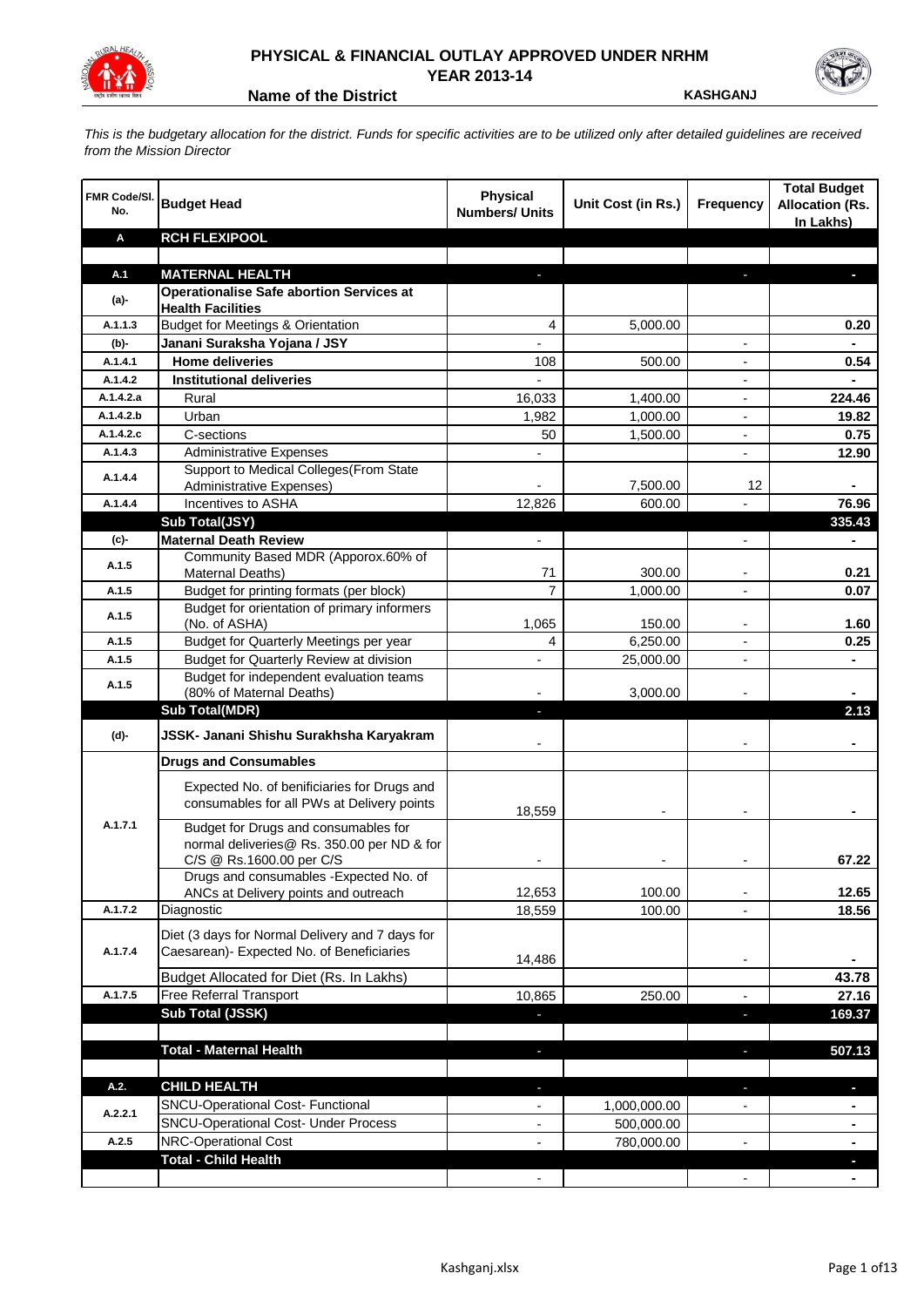# PHYSICAL & FINANCIAL OUTLAY APPROVED UNDER NRHM
## YEAR 2013-14

**Name of the District** **KASHGANJ**

*This is the budgetary allocation for the district. Funds for specific activities are to be utilized only after detailed guidelines are received from the Mission Director*

| FMR Code/Sl. No. | Budget Head | Physical Numbers/ Units | Unit Cost (in Rs.) | Frequency | Total Budget Allocation (Rs. In Lakhs) |
|---|---|---|---|---|---|
| **A** | **RCH FLEXIPOOL** | | | | |
| | | | | | |
| **A.1** | **MATERNAL HEALTH** | - | | - | - |
| **(a)-** | **Operationalise Safe abortion Services at Health Facilities** | | | | |
| A.1.1.3 | Budget for Meetings & Orientation | 4 | 5,000.00 | | 0.20 |
| **(b)-** | **Janani Suraksha Yojana / JSY** | - | | - | - |
| A.1.4.1 | **Home deliveries** | 108 | 500.00 | - | 0.54 |
| A.1.4.2 | **Institutional deliveries** | - | | - | - |
| A.1.4.2.a | Rural | 16,033 | 1,400.00 | - | 224.46 |
| A.1.4.2.b | Urban | 1,982 | 1,000.00 | - | 19.82 |
| A.1.4.2.c | C-sections | 50 | 1,500.00 | - | 0.75 |
| A.1.4.3 | Administrative Expenses | - | | - | 12.90 |
| A.1.4.4 | Support to Medical Colleges(From State Administrative Expenses) | - | 7,500.00 | 12 | - |
| A.1.4.4 | Incentives to ASHA | 12,826 | 600.00 | - | 76.96 |
| | **Sub Total(JSY)** | | | | **335.43** |
| **(c)-** | **Maternal Death Review** | - | | - | - |
| A.1.5 | Community Based MDR (Apporox.60% of Maternal Deaths) | 71 | 300.00 | - | 0.21 |
| A.1.5 | Budget for printing formats (per block) | 7 | 1,000.00 | - | 0.07 |
| A.1.5 | Budget for orientation of primary informers (No. of ASHA) | 1,065 | 150.00 | - | 1.60 |
| A.1.5 | Budget for Quarterly Meetings per year | 4 | 6,250.00 | - | 0.25 |
| A.1.5 | Budget for Quarterly Review at division | - | 25,000.00 | - | - |
| A.1.5 | Budget for independent evaluation teams (80% of Maternal Deaths) | - | 3,000.00 | - | - |
| | **Sub Total(MDR)** | - | | | **2.13** |
| **(d)-** | **JSSK- Janani Shishu Surakhsha Karyakram** | - | | - | - |
| | **Drugs and Consumables** | | | | |
| A.1.7.1 | Expected No. of benificiaries for Drugs and consumables for all PWs at Delivery points | 18,559 | - | - | - |
| | Budget for Drugs and consumables for normal deliveries@ Rs. 350.00 per ND & for C/S @ Rs.1600.00 per C/S | - | - | - | 67.22 |
| | Drugs and consumables -Expected No. of ANCs at Delivery points and outreach | 12,653 | 100.00 | - | 12.65 |
| A.1.7.2 | Diagnostic | 18,559 | 100.00 | - | 18.56 |
| A.1.7.4 | Diet (3 days for Normal Delivery and 7 days for Caesarean)- Expected No. of Beneficiaries | 14,486 | | - | - |
| | Budget Allocated for Diet (Rs. In Lakhs) | | | | 43.78 |
| A.1.7.5 | Free Referral Transport | 10,865 | 250.00 | - | 27.16 |
| | **Sub Total (JSSK)** | - | | - | **169.37** |
| | | | | | |
| | **Total - Maternal Health** | - | | - | **507.13** |
| | | | | | |
| **A.2.** | **CHILD HEALTH** | - | | - | - |
| A.2.2.1 | SNCU-Operational Cost- Functional | - | 1,000,000.00 | - | - |
| | SNCU-Operational Cost- Under Process | - | 500,000.00 | | - |
| A.2.5 | NRC-Operational Cost | - | 780,000.00 | - | - |
| | **Total - Child Health** | | | | - |
| | | - | | - | - |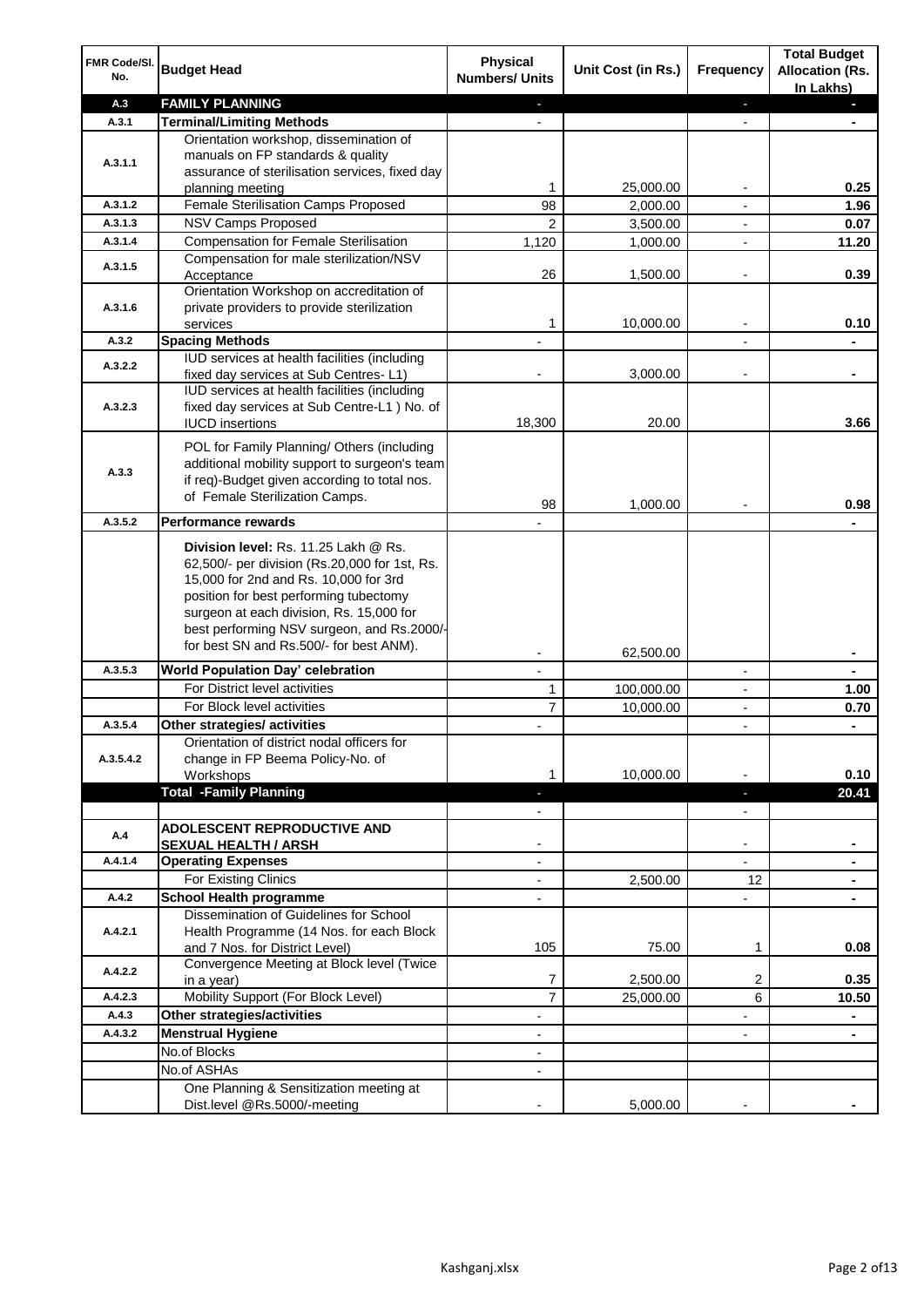| FMR Code/Sl. No. | Budget Head | Physical Numbers/ Units | Unit Cost (in Rs.) | Frequency | Total Budget Allocation (Rs. In Lakhs) |
|---|---|---|---|---|---|
| A.3 | **FAMILY PLANNING** | - | | - | - |
| A.3.1 | **Terminal/Limiting Methods** | - | | - | - |
| A.3.1.1 | Orientation workshop, dissemination of manuals on FP standards & quality assurance of sterilisation services, fixed day planning meeting | 1 | 25,000.00 | - | 0.25 |
| A.3.1.2 | Female Sterilisation Camps Proposed | 98 | 2,000.00 | - | 1.96 |
| A.3.1.3 | NSV Camps Proposed | 2 | 3,500.00 | - | 0.07 |
| A.3.1.4 | Compensation for Female Sterilisation | 1,120 | 1,000.00 | - | 11.20 |
| A.3.1.5 | Compensation for male sterilization/NSV Acceptance | 26 | 1,500.00 | - | 0.39 |
| A.3.1.6 | Orientation Workshop on accreditation of private providers to provide sterilization services | 1 | 10,000.00 | - | 0.10 |
| A.3.2 | **Spacing Methods** | - | | - | - |
| A.3.2.2 | IUD services at health facilities (including fixed day services at Sub Centres- L1) | - | 3,000.00 | - | - |
| A.3.2.3 | IUD services at health facilities (including fixed day services at Sub Centre-L1 ) No. of IUCD insertions | 18,300 | 20.00 | | 3.66 |
| A.3.3 | POL for Family Planning/ Others (including additional mobility support to surgeon's team if req)-Budget given according to total nos. of Female Sterilization Camps. | 98 | 1,000.00 | - | 0.98 |
| A.3.5.2 | **Performance rewards** | - | | | - |
| | **Division level:** Rs. 11.25 Lakh @ Rs. 62,500/- per division (Rs.20,000 for 1st, Rs. 15,000 for 2nd and Rs. 10,000 for 3rd position for best performing tubectomy surgeon at each division, Rs. 15,000 for best performing NSV surgeon, and Rs.2000/- for best SN and Rs.500/- for best ANM). | - | 62,500.00 | | - |
| A.3.5.3 | **World Population Day' celebration** | - | | - | - |
| | For District level activities | 1 | 100,000.00 | - | 1.00 |
| | For Block level activities | 7 | 10,000.00 | - | 0.70 |
| A.3.5.4 | **Other strategies/ activities** | - | | - | - |
| A.3.5.4.2 | Orientation of district nodal officers for change in FP Beema Policy-No. of Workshops | 1 | 10,000.00 | - | 0.10 |
| | **Total -Family Planning** | - | | - | 20.41 |
| | | - | | - | |
| A.4 | **ADOLESCENT REPRODUCTIVE AND SEXUAL HEALTH / ARSH** | - | | - | - |
| A.4.1.4 | **Operating Expenses** | - | | - | - |
| | For Existing Clinics | - | 2,500.00 | 12 | - |
| A.4.2 | **School Health programme** | - | | - | - |
| A.4.2.1 | Dissemination of Guidelines for School Health Programme (14 Nos. for each Block and 7 Nos. for District Level) | 105 | 75.00 | 1 | 0.08 |
| A.4.2.2 | Convergence Meeting at Block level (Twice in a year) | 7 | 2,500.00 | 2 | 0.35 |
| A.4.2.3 | Mobility Support (For Block Level) | 7 | 25,000.00 | 6 | 10.50 |
| A.4.3 | **Other strategies/activities** | - | | - | - |
| A.4.3.2 | **Menstrual Hygiene** | - | | - | - |
| | No.of Blocks | - | | | |
| | No.of ASHAs | - | | | |
| | One Planning & Sensitization meeting at Dist.level @Rs.5000/-meeting | - | 5,000.00 | - | - |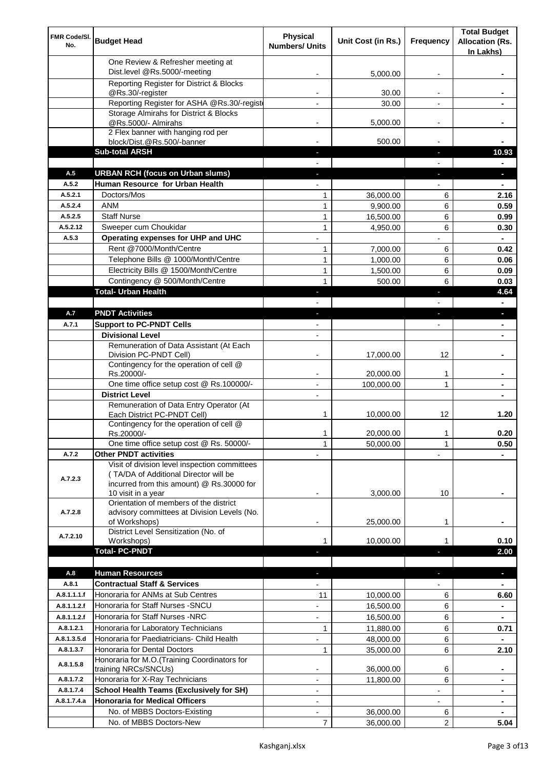| FMR Code/Sl. No. | Budget Head | Physical Numbers/ Units | Unit Cost (in Rs.) | Frequency | Total Budget Allocation (Rs. In Lakhs) |
|---|---|---|---|---|---|
| | One Review & Refresher meeting at Dist.level @Rs.5000/-meeting | - | 5,000.00 | - | - |
| | Reporting Register for District & Blocks @Rs.30/-register | - | 30.00 | - | - |
| | Reporting Register for ASHA @Rs.30/-regist | - | 30.00 | - | - |
| | Storage Almirahs for District & Blocks @Rs.5000/- Almirahs | - | 5,000.00 | - | - |
| | 2 Flex banner with hanging rod per block/Dist.@Rs.500/-banner | - | 500.00 | - | - |
| | **Sub-total ARSH** | - | | - | **10.93** |
| | | - | | - | - |
| A.5 | **URBAN RCH (focus on Urban slums)** | - | | - | - |
| A.5.2 | **Human Resource for Urban Health** | - | | - | - |
| A.5.2.1 | Doctors/Mos | 1 | 36,000.00 | 6 | **2.16** |
| A.5.2.4 | ANM | 1 | 9,900.00 | 6 | **0.59** |
| A.5.2.5 | Staff Nurse | 1 | 16,500.00 | 6 | **0.99** |
| A.5.2.12 | Sweeper cum Choukidar | 1 | 4,950.00 | 6 | **0.30** |
| A.5.3 | **Operating expenses for UHP and UHC** | - | | - | - |
| | Rent @7000/Month/Centre | 1 | 7,000.00 | 6 | **0.42** |
| | Telephone Bills @ 1000/Month/Centre | 1 | 1,000.00 | 6 | **0.06** |
| | Electricity Bills @ 1500/Month/Centre | 1 | 1,500.00 | 6 | **0.09** |
| | Contingency @ 500/Month/Centre | 1 | 500.00 | 6 | **0.03** |
| | **Total- Urban Health** | - | | - | **4.64** |
| | | - | | - | - |
| A.7 | **PNDT Activities** | - | | - | - |
| A.7.1 | **Support to PC-PNDT Cells** | - | | - | - |
| | **Divisional Level** | - | | | - |
| | Remuneration of Data Assistant (At Each Division PC-PNDT Cell) | - | 17,000.00 | 12 | - |
| | Contingency for the operation of cell @ Rs.20000/- | - | 20,000.00 | 1 | - |
| | One time office setup cost @ Rs.100000/- | - | 100,000.00 | 1 | - |
| | **District Level** | - | | | - |
| | Remuneration of Data Entry Operator (At Each District PC-PNDT Cell) | 1 | 10,000.00 | 12 | **1.20** |
| | Contingency for the operation of cell @ Rs.20000/- | 1 | 20,000.00 | 1 | **0.20** |
| | One time office setup cost @ Rs. 50000/- | 1 | 50,000.00 | 1 | **0.50** |
| A.7.2 | **Other PNDT activities** | - | | - | - |
| A.7.2.3 | Visit of division level inspection committees ( TA/DA of Additional Director will be incurred from this amount) @ Rs.30000 for 10 visit in a year | - | 3,000.00 | 10 | - |
| A.7.2.8 | Orientation of members of the district advisory committees at Division Levels (No. of Workshops) | - | 25,000.00 | 1 | - |
| A.7.2.10 | District Level Sensitization (No. of Workshops) | 1 | 10,000.00 | 1 | **0.10** |
| | **Total- PC-PNDT** | - | | - | **2.00** |
| | | | | | |
| A.8 | **Human Resources** | - | | - | - |
| A.8.1 | **Contractual Staff & Services** | - | | - | - |
| A.8.1.1.1.f | Honoraria for ANMs at Sub Centres | 11 | 10,000.00 | 6 | **6.60** |
| A.8.1.1.2.f | Honoraria for Staff Nurses -SNCU | - | 16,500.00 | 6 | - |
| A.8.1.1.2.f | Honoraria for Staff Nurses -NRC | - | 16,500.00 | 6 | - |
| A.8.1.2.1 | Honoraria for Laboratory Technicians | 1 | 11,880.00 | 6 | **0.71** |
| A.8.1.3.5.d | Honoraria for Paediatricians- Child Health | - | 48,000.00 | 6 | - |
| A.8.1.3.7 | Honoraria for Dental Doctors | 1 | 35,000.00 | 6 | **2.10** |
| A.8.1.5.8 | Honoraria for M.O.(Training Coordinators for training NRCs/SNCUs) | - | 36,000.00 | 6 | - |
| A.8.1.7.2 | Honoraria for X-Ray Technicians | - | 11,800.00 | 6 | - |
| A.8.1.7.4 | **School Health Teams (Exclusively for SH)** | - | | - | - |
| A.8.1.7.4.a | **Honoraria for Medical Officers** | - | | - | - |
| | No. of MBBS Doctors-Existing | - | 36,000.00 | 6 | - |
| | No. of MBBS Doctors-New | 7 | 36,000.00 | 2 | **5.04** |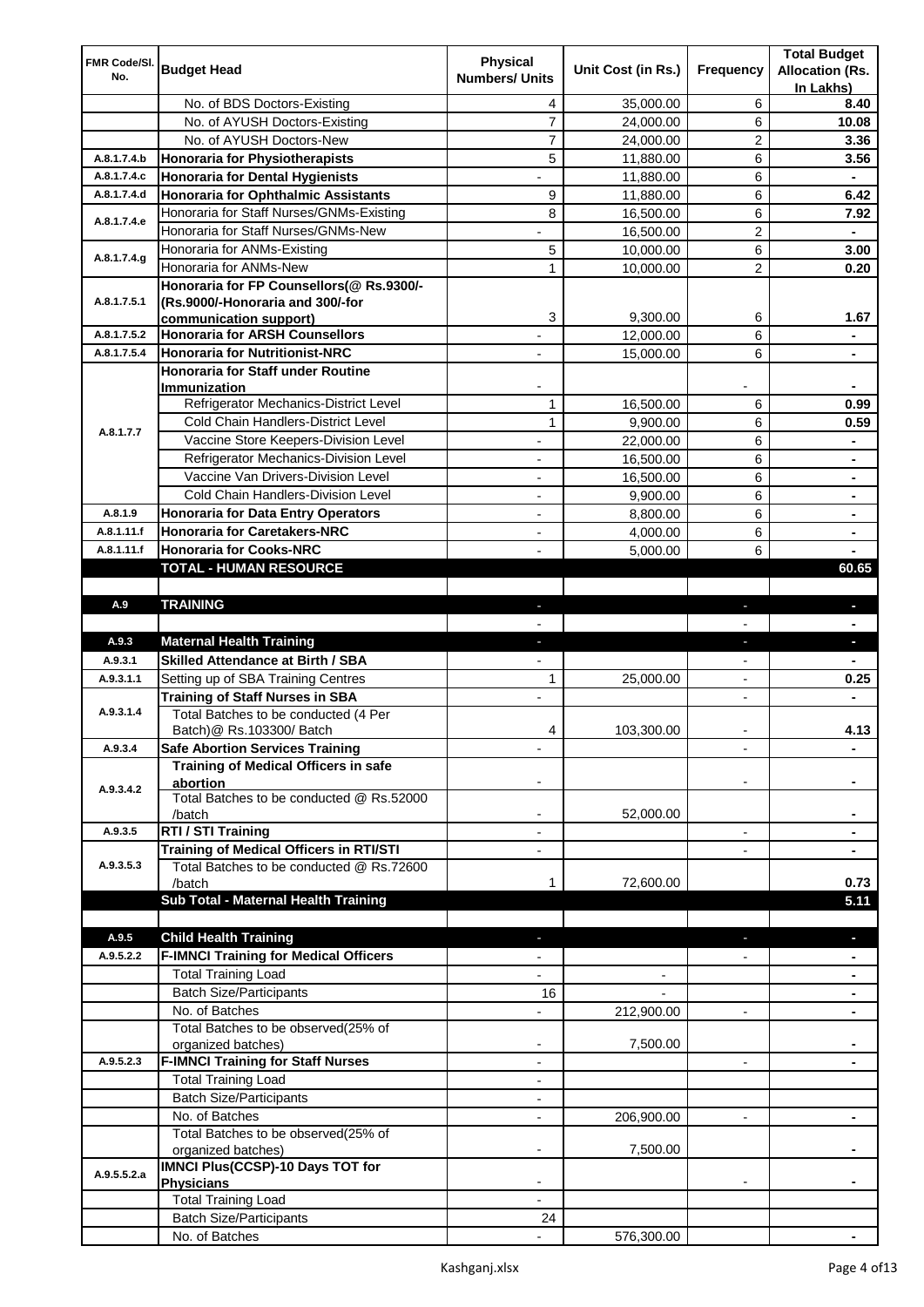| FMR Code/Sl. No. | Budget Head | Physical Numbers/ Units | Unit Cost (in Rs.) | Frequency | Total Budget Allocation (Rs. In Lakhs) |
|---|---|---|---|---|---|
| | No. of BDS Doctors-Existing | 4 | 35,000.00 | 6 | 8.40 |
| | No. of AYUSH Doctors-Existing | 7 | 24,000.00 | 6 | 10.08 |
| | No. of AYUSH Doctors-New | 7 | 24,000.00 | 2 | 3.36 |
| A.8.1.7.4.b | **Honoraria for Physiotherapists** | 5 | 11,880.00 | 6 | 3.56 |
| A.8.1.7.4.c | **Honoraria for Dental Hygienists** | - | 11,880.00 | 6 | - |
| A.8.1.7.4.d | **Honoraria for Ophthalmic Assistants** | 9 | 11,880.00 | 6 | 6.42 |
| A.8.1.7.4.e | Honoraria for Staff Nurses/GNMs-Existing | 8 | 16,500.00 | 6 | 7.92 |
| | Honoraria for Staff Nurses/GNMs-New | - | 16,500.00 | 2 | - |
| A.8.1.7.4.g | Honoraria for ANMs-Existing | 5 | 10,000.00 | 6 | 3.00 |
| | Honoraria for ANMs-New | 1 | 10,000.00 | 2 | 0.20 |
| A.8.1.7.5.1 | **Honoraria for FP Counsellors(@ Rs.9300/- (Rs.9000/-Honoraria and 300/-for communication support)** | 3 | 9,300.00 | 6 | 1.67 |
| A.8.1.7.5.2 | **Honoraria for ARSH Counsellors** | - | 12,000.00 | 6 | - |
| A.8.1.7.5.4 | **Honoraria for Nutritionist-NRC** | - | 15,000.00 | 6 | - |
| A.8.1.7.7 | **Honoraria for Staff under Routine Immunization** | - | | - | - |
| | Refrigerator Mechanics-District Level | 1 | 16,500.00 | 6 | 0.99 |
| | Cold Chain Handlers-District Level | 1 | 9,900.00 | 6 | 0.59 |
| | Vaccine Store Keepers-Division Level | - | 22,000.00 | 6 | - |
| | Refrigerator Mechanics-Division Level | - | 16,500.00 | 6 | - |
| | Vaccine Van Drivers-Division Level | - | 16,500.00 | 6 | - |
| | Cold Chain Handlers-Division Level | - | 9,900.00 | 6 | - |
| A.8.1.9 | **Honoraria for Data Entry Operators** | - | 8,800.00 | 6 | - |
| A.8.1.11.f | **Honoraria for Caretakers-NRC** | - | 4,000.00 | 6 | - |
| A.8.1.11.f | **Honoraria for Cooks-NRC** | - | 5,000.00 | 6 | - |
| | **TOTAL - HUMAN RESOURCE** | | | | **60.65** |
| | | | | | |
| A.9 | **TRAINING** | - | | - | - |
| | | - | | - | - |
| A.9.3 | **Maternal Health Training** | - | | - | - |
| A.9.3.1 | **Skilled Attendance at Birth / SBA** | - | | - | - |
| A.9.3.1.1 | Setting up of SBA Training Centres | 1 | 25,000.00 | - | 0.25 |
| A.9.3.1.4 | **Training of Staff Nurses in SBA** | - | | - | - |
| | Total Batches to be conducted (4 Per Batch)@ Rs.103300/ Batch | 4 | 103,300.00 | - | 4.13 |
| A.9.3.4 | **Safe Abortion Services Training** | - | | - | - |
| A.9.3.4.2 | **Training of Medical Officers in safe abortion** | - | | - | - |
| | Total Batches to be conducted @ Rs.52000 /batch | - | 52,000.00 | | - |
| A.9.3.5 | **RTI / STI Training** | - | | - | - |
| A.9.3.5.3 | **Training of Medical Officers in RTI/STI** | - | | - | - |
| | Total Batches to be conducted @ Rs.72600 /batch | 1 | 72,600.00 | | 0.73 |
| | **Sub Total - Maternal Health Training** | | | | **5.11** |
| | | | | | |
| A.9.5 | **Child Health Training** | - | | - | - |
| A.9.5.2.2 | **F-IMNCI Training for Medical Officers** | - | | - | - |
| | Total Training Load | - | - | | - |
| | Batch Size/Participants | 16 | - | | - |
| | No. of Batches | - | 212,900.00 | - | - |
| | Total Batches to be observed(25% of organized batches) | - | 7,500.00 | | - |
| A.9.5.2.3 | **F-IMNCI Training for Staff Nurses** | - | | - | - |
| | Total Training Load | - | | | |
| | Batch Size/Participants | - | | | |
| | No. of Batches | - | 206,900.00 | - | - |
| | Total Batches to be observed(25% of organized batches) | - | 7,500.00 | | - |
| A.9.5.5.2.a | **IMNCI Plus(CCSP)-10 Days TOT for Physicians** | - | | - | - |
| | Total Training Load | - | | | |
| | Batch Size/Participants | 24 | | | |
| | No. of Batches | - | 576,300.00 | | - |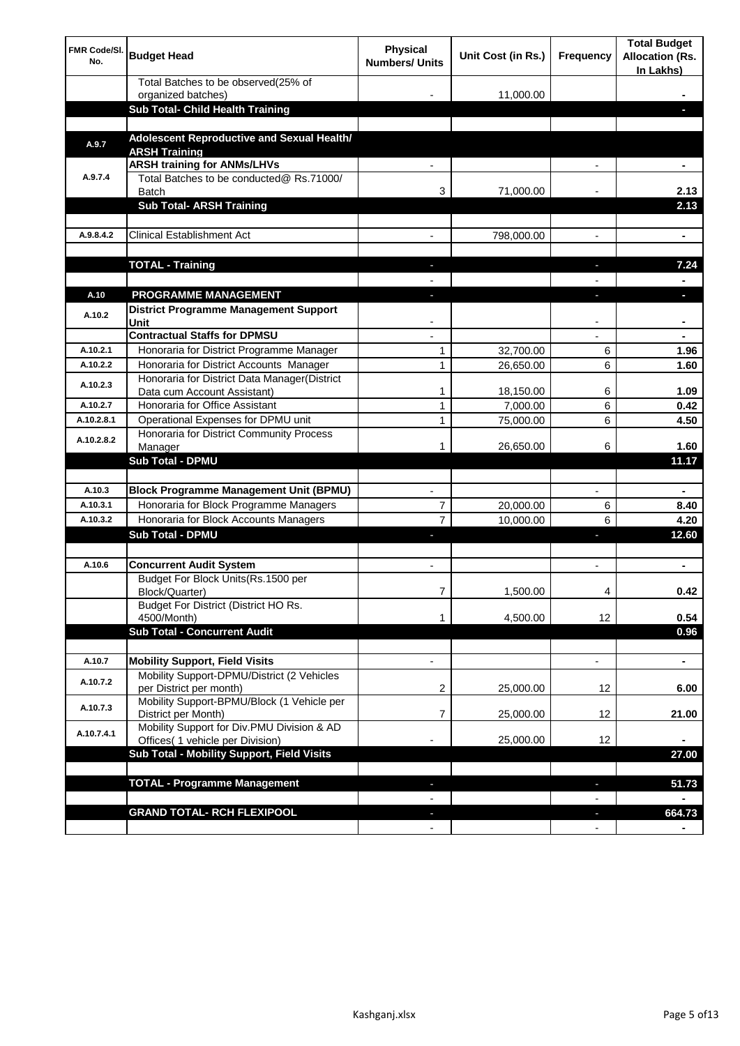| FMR Code/Sl. No. | Budget Head | Physical Numbers/ Units | Unit Cost (in Rs.) | Frequency | Total Budget Allocation (Rs. In Lakhs) |
|---|---|---|---|---|---|
| | Total Batches to be observed(25% of organized batches) | - | 11,000.00 | | - |
| | **Sub Total- Child Health Training** | | | | - |
| | | | | | |
| A.9.7 | **Adolescent Reproductive and Sexual Health/ ARSH Training** | | | | |
| A.9.7.4 | **ARSH training for ANMs/LHVs** | - | | - | - |
| | Total Batches to be conducted@ Rs.71000/ Batch | 3 | 71,000.00 | - | 2.13 |
| | **Sub Total- ARSH Training** | | | | 2.13 |
| | | | | | |
| A.9.8.4.2 | Clinical Establishment Act | - | 798,000.00 | - | - |
| | | | | | |
| | **TOTAL - Training** | - | | - | 7.24 |
| | | - | | - | - |
| A.10 | **PROGRAMME MANAGEMENT** | - | | - | - |
| A.10.2 | **District Programme Management Support Unit** | - | | - | - |
| | **Contractual Staffs for DPMSU** | - | | - | - |
| A.10.2.1 | Honoraria for District Programme Manager | 1 | 32,700.00 | 6 | 1.96 |
| A.10.2.2 | Honoraria for District Accounts Manager | 1 | 26,650.00 | 6 | 1.60 |
| A.10.2.3 | Honoraria for District Data Manager(District Data cum Account Assistant) | 1 | 18,150.00 | 6 | 1.09 |
| A.10.2.7 | Honoraria for Office Assistant | 1 | 7,000.00 | 6 | 0.42 |
| A.10.2.8.1 | Operational Expenses for DPMU unit | 1 | 75,000.00 | 6 | 4.50 |
| A.10.2.8.2 | Honoraria for District Community Process Manager | 1 | 26,650.00 | 6 | 1.60 |
| | **Sub Total - DPMU** | | | | 11.17 |
| | | | | | |
| A.10.3 | **Block Programme Management Unit (BPMU)** | - | | - | - |
| A.10.3.1 | Honoraria for Block Programme Managers | 7 | 20,000.00 | 6 | 8.40 |
| A.10.3.2 | Honoraria for Block Accounts Managers | 7 | 10,000.00 | 6 | 4.20 |
| | **Sub Total - DPMU** | - | | - | 12.60 |
| | | | | | |
| A.10.6 | **Concurrent Audit System** | - | | - | - |
| | Budget For Block Units(Rs.1500 per Block/Quarter) | 7 | 1,500.00 | 4 | 0.42 |
| | Budget For District (District HO Rs. 4500/Month) | 1 | 4,500.00 | 12 | 0.54 |
| | **Sub Total - Concurrent Audit** | | | | 0.96 |
| | | | | | |
| A.10.7 | **Mobility Support, Field Visits** | - | | - | - |
| A.10.7.2 | Mobility Support-DPMU/District (2 Vehicles per District per month) | 2 | 25,000.00 | 12 | 6.00 |
| A.10.7.3 | Mobility Support-BPMU/Block (1 Vehicle per District per Month) | 7 | 25,000.00 | 12 | 21.00 |
| A.10.7.4.1 | Mobility Support for Div.PMU Division & AD Offices( 1 vehicle per Division) | - | 25,000.00 | 12 | - |
| | **Sub Total - Mobility Support, Field Visits** | | | | 27.00 |
| | | | | | |
| | **TOTAL - Programme Management** | - | | - | 51.73 |
| | | - | | - | - |
| | **GRAND TOTAL- RCH FLEXIPOOL** | - | | - | 664.73 |
| | | - | | - | - |

Kashganj.xlsx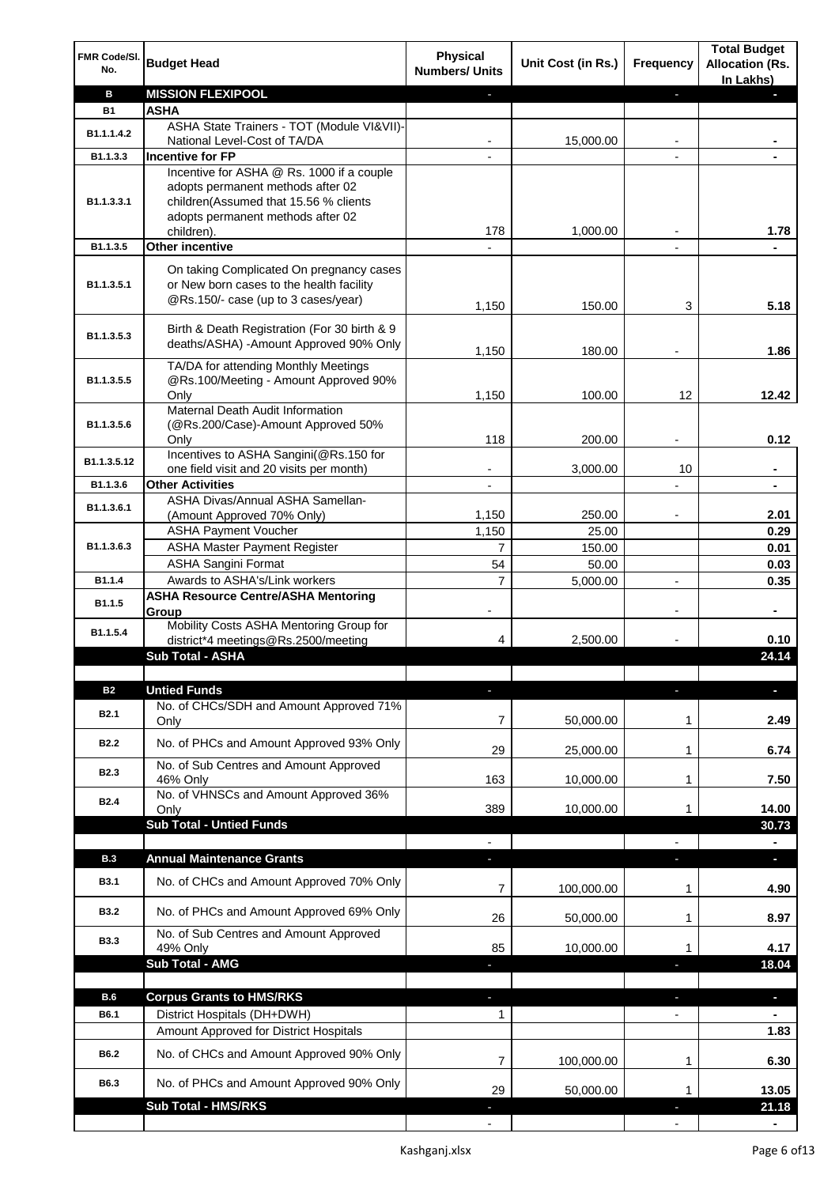| FMR Code/Sl. No. | Budget Head | Physical Numbers/ Units | Unit Cost (in Rs.) | Frequency | Total Budget Allocation (Rs. In Lakhs) |
|---|---|---|---|---|---|
| **B** | **MISSION FLEXIPOOL** | - | | - | - |
| **B1** | **ASHA** | | | | |
| B1.1.1.4.2 | ASHA State Trainers - TOT (Module VI&VII)-National Level-Cost of TA/DA | - | 15,000.00 | - | - |
| B1.1.3.3 | **Incentive for FP** | - | | - | - |
| B1.1.3.3.1 | Incentive for ASHA @ Rs. 1000 if a couple adopts permanent methods after 02 children(Assumed that 15.56 % clients adopts permanent methods after 02 children). | 178 | 1,000.00 | - | 1.78 |
| B1.1.3.5 | **Other incentive** | - | | - | - |
| B1.1.3.5.1 | On taking Complicated On pregnancy cases or New born cases to the health facility @Rs.150/- case (up to 3 cases/year) | 1,150 | 150.00 | 3 | 5.18 |
| B1.1.3.5.3 | Birth & Death Registration (For 30 birth & 9 deaths/ASHA) -Amount Approved 90% Only | 1,150 | 180.00 | - | 1.86 |
| B1.1.3.5.5 | TA/DA for attending Monthly Meetings @Rs.100/Meeting - Amount Approved 90% Only | 1,150 | 100.00 | 12 | 12.42 |
| B1.1.3.5.6 | Maternal Death Audit Information (@Rs.200/Case)-Amount Approved 50% Only | 118 | 200.00 | - | 0.12 |
| B1.1.3.5.12 | Incentives to ASHA Sangini(@Rs.150 for one field visit and 20 visits per month) | - | 3,000.00 | 10 | - |
| B1.1.3.6 | **Other Activities** | - | | - | - |
| B1.1.3.6.1 | ASHA Divas/Annual ASHA Samellan-(Amount Approved 70% Only) | 1,150 | 250.00 | - | 2.01 |
| B1.1.3.6.3 | ASHA Payment Voucher | 1,150 | 25.00 | | 0.29 |
| | ASHA Master Payment Register | 7 | 150.00 | | 0.01 |
| | ASHA Sangini Format | 54 | 50.00 | | 0.03 |
| B1.1.4 | Awards to ASHA's/Link workers | 7 | 5,000.00 | - | 0.35 |
| B1.1.5 | **ASHA Resource Centre/ASHA Mentoring Group** | - | | - | - |
| B1.1.5.4 | Mobility Costs ASHA Mentoring Group for district*4 meetings@Rs.2500/meeting | 4 | 2,500.00 | - | 0.10 |
| | **Sub Total - ASHA** | | | | **24.14** |
| | | | | | |
| **B2** | **Untied Funds** | - | | - | - |
| B2.1 | No. of CHCs/SDH and Amount Approved 71% Only | 7 | 50,000.00 | 1 | 2.49 |
| B2.2 | No. of PHCs and Amount Approved 93% Only | 29 | 25,000.00 | 1 | 6.74 |
| B2.3 | No. of Sub Centres and Amount Approved 46% Only | 163 | 10,000.00 | 1 | 7.50 |
| B2.4 | No. of VHNSCs and Amount Approved 36% Only | 389 | 10,000.00 | 1 | 14.00 |
| | **Sub Total - Untied Funds** | | | | **30.73** |
| | | - | | - | - |
| **B.3** | **Annual Maintenance Grants** | - | | - | - |
| B3.1 | No. of CHCs and Amount Approved 70% Only | 7 | 100,000.00 | 1 | 4.90 |
| B3.2 | No. of PHCs and Amount Approved 69% Only | 26 | 50,000.00 | 1 | 8.97 |
| B3.3 | No. of Sub Centres and Amount Approved 49% Only | 85 | 10,000.00 | 1 | 4.17 |
| | **Sub Total - AMG** | - | | - | **18.04** |
| | | | | | |
| **B.6** | **Corpus Grants to HMS/RKS** | - | | - | - |
| B6.1 | District Hospitals (DH+DWH) | 1 | | - | - |
| | Amount Approved for District Hospitals | | | | 1.83 |
| B6.2 | No. of CHCs and Amount Approved 90% Only | 7 | 100,000.00 | 1 | 6.30 |
| B6.3 | No. of PHCs and Amount Approved 90% Only | 29 | 50,000.00 | 1 | 13.05 |
| | **Sub Total - HMS/RKS** | - | | - | **21.18** |
| | | - | | - | - |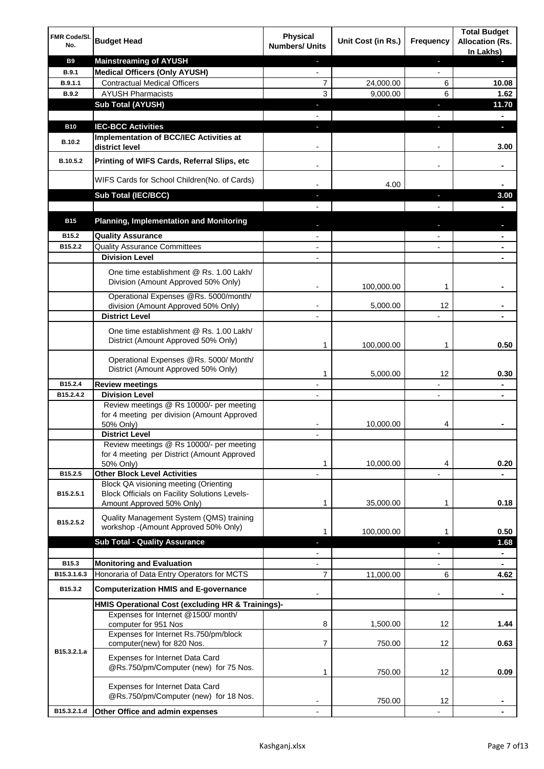| FMR Code/Sl. No. | Budget Head | Physical Numbers/ Units | Unit Cost (in Rs.) | Frequency | Total Budget Allocation (Rs. In Lakhs) |
|---|---|---|---|---|---|
| **B9** | **Mainstreaming of AYUSH** | - | | - | - |
| **B.9.1** | **Medical Officers (Only AYUSH)** | - | | - | |
| **B.9.1.1** | Contractual Medical Officers | 7 | 24,000.00 | 6 | **10.08** |
| **B.9.2** | AYUSH Pharmacists | 3 | 9,000.00 | 6 | **1.62** |
| | **Sub Total (AYUSH)** | - | | - | **11.70** |
| | | - | | - | - |
| **B10** | **IEC-BCC Activities** | - | | - | - |
| **B.10.2** | **Implementation of BCC/IEC Activities at district level** | - | | - | **3.00** |
| **B.10.5.2** | **Printing of WIFS Cards, Referral Slips, etc** | - | | - | - |
| | WIFS Cards for School Children(No. of Cards) | - | 4.00 | | - |
| | **Sub Total (IEC/BCC)** | - | | - | **3.00** |
| | | - | | - | - |
| **B15** | **Planning, Implementation and Monitoring** | - | | - | - |
| **B15.2** | **Quality Assurance** | - | | - | - |
| **B15.2.2** | Quality Assurance Committees | - | | - | - |
| | **Division Level** | - | | | - |
| | One time establishment @ Rs. 1.00 Lakh/ Division (Amount Approved 50% Only) | - | 100,000.00 | 1 | - |
| | Operational Expenses @Rs. 5000/month/ division (Amount Approved 50% Only) | - | 5,000.00 | 12 | - |
| | **District Level** | - | | - | - |
| | One time establishment @ Rs. 1.00 Lakh/ District (Amount Approved 50% Only) | 1 | 100,000.00 | 1 | **0.50** |
| | Operational Expenses @Rs. 5000/ Month/ District (Amount Approved 50% Only) | 1 | 5,000.00 | 12 | **0.30** |
| **B15.2.4** | **Review meetings** | - | | - | - |
| **B15.2.4.2** | **Division Level** | - | | - | - |
| | Review meetings @ Rs 10000/- per meeting for 4 meeting per division (Amount Approved 50% Only) | - | 10,000.00 | 4 | - |
| | **District Level** | - | | | |
| | Review meetings @ Rs 10000/- per meeting for 4 meeting per District (Amount Approved 50% Only) | 1 | 10,000.00 | 4 | **0.20** |
| **B15.2.5** | **Other Block Level Activities** | - | | - | - |
| **B15.2.5.1** | Block QA visioning meeting (Orienting Block Officials on Facility Solutions Levels-Amount Approved 50% Only) | 1 | 35,000.00 | 1 | **0.18** |
| **B15.2.5.2** | Quality Management System (QMS) training workshop -(Amount Approved 50% Only) | 1 | 100,000.00 | 1 | **0.50** |
| | **Sub Total - Quality Assurance** | - | | - | **1.68** |
| | | - | | - | - |
| **B15.3** | **Monitoring and Evaluation** | - | | - | - |
| **B15.3.1.6.3** | Honoraria of Data Entry Operators for MCTS | 7 | 11,000.00 | 6 | **4.62** |
| **B15.3.2** | **Computerization HMIS and E-governance** | - | | - | - |
| | **HMIS Operational Cost (excluding HR & Trainings)-** | | | | |
| **B15.3.2.1.a** | Expenses for Internet @1500/ month/ computer for 951 Nos | 8 | 1,500.00 | 12 | **1.44** |
| | Expenses for Internet Rs.750/pm/block computer(new) for 820 Nos. | 7 | 750.00 | 12 | **0.63** |
| | Expenses for Internet Data Card @Rs.750/pm/Computer (new) for 75 Nos. | 1 | 750.00 | 12 | **0.09** |
| | Expenses for Internet Data Card @Rs.750/pm/Computer (new) for 18 Nos. | - | 750.00 | 12 | - |
| **B15.3.2.1.d** | **Other Office and admin expenses** | - | | - | - |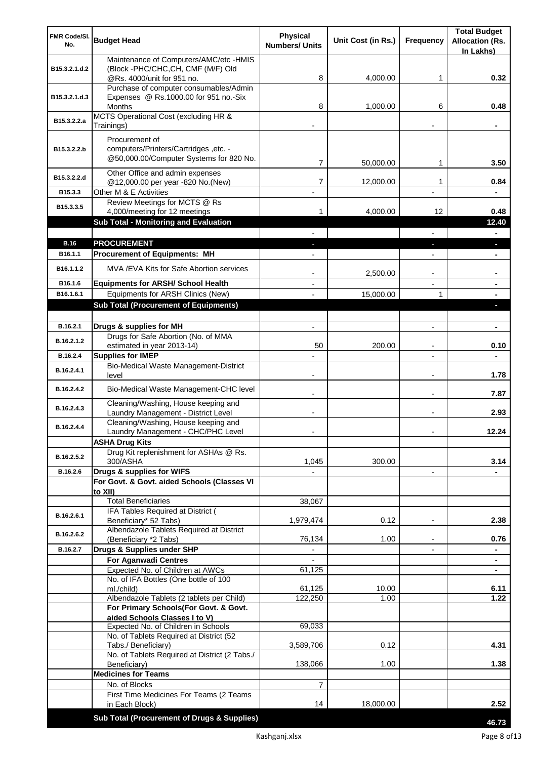| FMR Code/Sl. No. | Budget Head | Physical Numbers/ Units | Unit Cost (in Rs.) | Frequency | Total Budget Allocation (Rs. In Lakhs) |
|---|---|---|---|---|---|
| B15.3.2.1.d.2 | Maintenance of Computers/AMC/etc -HMIS (Block -PHC/CHC,CH, CMF (M/F) Old @Rs. 4000/unit for 951 no. | 8 | 4,000.00 | 1 | 0.32 |
| B15.3.2.1.d.3 | Purchase of computer consumables/Admin Expenses @ Rs.1000.00 for 951 no.-Six Months | 8 | 1,000.00 | 6 | 0.48 |
| B15.3.2.2.a | MCTS Operational Cost (excluding HR & Trainings) | - | | - | - |
| B15.3.2.2.b | Procurement of computers/Printers/Cartridges ,etc. - @50,000.00/Computer Systems for 820 No. | 7 | 50,000.00 | 1 | 3.50 |
| B15.3.2.2.d | Other Office and admin expenses @12,000.00 per year -820 No.(New) | 7 | 12,000.00 | 1 | 0.84 |
| B15.3.3 | Other M & E Activities | - | | - | - |
| B15.3.3.5 | Review Meetings for MCTS @ Rs 4,000/meeting for 12 meetings | 1 | 4,000.00 | 12 | 0.48 |
| | **Sub Total - Monitoring and Evaluation** | | | | **12.40** |
| | | - | | - | - |
| **B.16** | **PROCUREMENT** | - | | - | - |
| B16.1.1 | **Procurement of Equipments: MH** | - | | - | - |
| B16.1.1.2 | MVA /EVA Kits for Safe Abortion services | - | 2,500.00 | - | - |
| B16.1.6 | **Equipments for ARSH/ School Health** | - | | - | - |
| B16.1.6.1 | Equipments for ARSH Clinics (New) | - | 15,000.00 | 1 | - |
| | **Sub Total (Procurement of Equipments)** | | | | - |
| | | | | | |
| B.16.2.1 | **Drugs & supplies for MH** | - | | - | - |
| B.16.2.1.2 | Drugs for Safe Abortion (No. of MMA estimated in year 2013-14) | 50 | 200.00 | - | 0.10 |
| B.16.2.4 | **Supplies for IMEP** | - | | - | - |
| B.16.2.4.1 | Bio-Medical Waste Management-District level | - | | - | 1.78 |
| B.16.2.4.2 | Bio-Medical Waste Management-CHC level | - | | - | 7.87 |
| B.16.2.4.3 | Cleaning/Washing, House keeping and Laundry Management - District Level | - | | - | 2.93 |
| B.16.2.4.4 | Cleaning/Washing, House keeping and Laundry Management - CHC/PHC Level | - | | - | 12.24 |
| | **ASHA Drug Kits** | | | | |
| B.16.2.5.2 | Drug Kit replenishment for ASHAs @ Rs. 300/ASHA | 1,045 | 300.00 | | 3.14 |
| B.16.2.6 | **Drugs & supplies for WIFS** | - | | - | - |
| | **For Govt. & Govt. aided Schools (Classes VI to XII)** | | | | |
| | Total Beneficiaries | 38,067 | | | |
| B.16.2.6.1 | IFA Tables Required at District ( Beneficiary* 52 Tabs) | 1,979,474 | 0.12 | - | 2.38 |
| B.16.2.6.2 | Albendazole Tablets Required at District (Beneficiary *2 Tabs) | 76,134 | 1.00 | - | 0.76 |
| B.16.2.7 | **Drugs & Supplies under SHP** | - | | - | - |
| | **For Aganwadi Centres** | - | | | - |
| | Expected No. of Children at AWCs | 61,125 | | | - |
| | No. of IFA Bottles (One bottle of 100 ml./child) | 61,125 | 10.00 | | 6.11 |
| | Albendazole Tablets (2 tablets per Child) | 122,250 | 1.00 | | 1.22 |
| | **For Primary Schools(For Govt. & Govt. aided Schools Classes I to V)** | | | | |
| | Expected No. of Children in Schools | 69,033 | | | |
| | No. of Tablets Required at District (52 Tabs./ Beneficiary) | 3,589,706 | 0.12 | | 4.31 |
| | No. of Tablets Required at District (2 Tabs./ Beneficiary) | 138,066 | 1.00 | | 1.38 |
| | **Medicines for Teams** | | | | |
| | No. of Blocks | 7 | | | |
| | First Time Medicines For Teams (2 Teams in Each Block) | 14 | 18,000.00 | | 2.52 |
| | **Sub Total (Procurement of Drugs & Supplies)** | | | | **46.73** |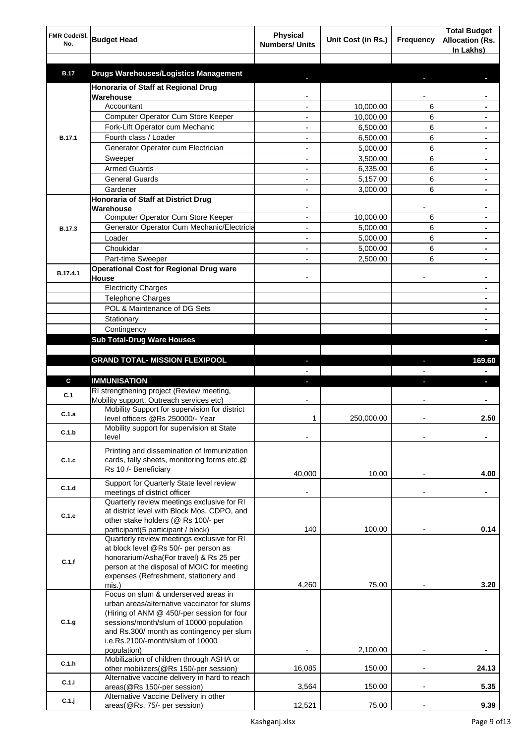| FMR Code/Sl. No. | Budget Head | Physical Numbers/ Units | Unit Cost (in Rs.) | Frequency | Total Budget Allocation (Rs. In Lakhs) |
|---|---|---|---|---|---|
| | | | | | |
| **B.17** | **Drugs Warehouses/Logistics Management** | - | | - | - |
| B.17.1 | **Honoraria of Staff at Regional Drug Warehouse** | - | | - | - |
| | Accountant | - | 10,000.00 | 6 | - |
| | Computer Operator Cum Store Keeper | - | 10,000.00 | 6 | - |
| | Fork-Lift Operator cum Mechanic | - | 6,500.00 | 6 | - |
| | Fourth class / Loader | - | 6,500.00 | 6 | - |
| | Generator Operator cum Electrician | - | 5,000.00 | 6 | - |
| | Sweeper | - | 3,500.00 | 6 | - |
| | Armed Guards | - | 6,335.00 | 6 | - |
| | General Guards | - | 5,157.00 | 6 | - |
| | Gardener | - | 3,000.00 | 6 | - |
| B.17.3 | **Honoraria of Staff at District Drug Warehouse** | - | | - | - |
| | Computer Operator Cum Store Keeper | - | 10,000.00 | 6 | - |
| | Generator Operator Cum Mechanic/Electricia | - | 5,000.00 | 6 | - |
| | Loader | - | 5,000.00 | 6 | - |
| | Choukidar | - | 5,000.00 | 6 | - |
| | Part-time Sweeper | - | 2,500.00 | 6 | - |
| B.17.4.1 | **Operational Cost for Regional Drug ware House** | - | | - | - |
| | Electricity Charges | | | | - |
| | Telephone Charges | | | | - |
| | POL & Maintenance of DG Sets | | | | - |
| | Stationary | | | | - |
| | Contingency | | | | - |
| | **Sub Total-Drug Ware Houses** | | | | - |
| | | | | | |
| | **GRAND TOTAL- MISSION FLEXIPOOL** | - | | - | **169.60** |
| | | - | | - | - |
| **C** | **IMMUNISATION** | - | | - | - |
| C.1 | RI strengthening project (Review meeting, Mobility support, Outreach services etc) | - | | - | - |
| C.1.a | Mobility Support for supervision for district level officers @Rs 250000/- Year | 1 | 250,000.00 | - | **2.50** |
| C.1.b | Mobility support for supervision at State level | - | | - | - |
| C.1.c | Printing and dissemination of Immunization cards, tally sheets, monitoring forms etc.@ Rs 10 /- Beneficiary | 40,000 | 10.00 | - | **4.00** |
| C.1.d | Support for Quarterly State level review meetings of district officer | - | | - | - |
| C.1.e | Quarterly review meetings exclusive for RI at district level with Block Mos, CDPO, and other stake holders (@ Rs 100/- per participant(5 participant / block) | 140 | 100.00 | - | **0.14** |
| C.1.f | Quarterly review meetings exclusive for RI at block level @Rs 50/- per person as honorarium/Asha(For travel) & Rs 25 per person at the disposal of MOIC for meeting expenses (Refreshment, stationery and mis.) | 4,260 | 75.00 | - | **3.20** |
| C.1.g | Focus on slum & underserved areas in urban areas/alternative vaccinator for slums (Hiring of ANM @ 450/-per session for four sessions/month/slum of 10000 population and Rs.300/ month as contingency per slum i.e.Rs.2100/-month/slum of 10000 population) | - | 2,100.00 | - | - |
| C.1.h | Mobilization of children through ASHA or other mobilizers(@Rs 150/-per session) | 16,085 | 150.00 | - | **24.13** |
| C.1.i | Alternative vaccine delivery in hard to reach areas(@Rs 150/-per session) | 3,564 | 150.00 | - | **5.35** |
| C.1.j | Alternative Vaccine Delivery in other areas(@Rs. 75/- per session) | 12,521 | 75.00 | - | **9.39** |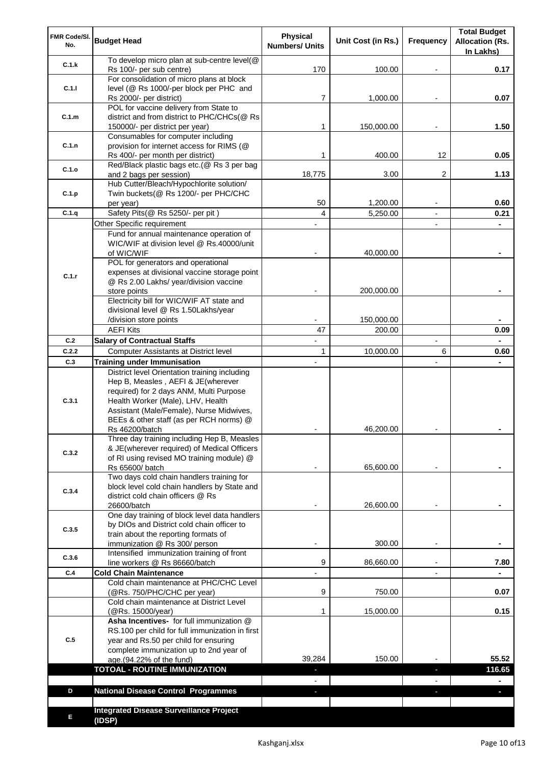| FMR Code/Sl. No. | Budget Head | Physical Numbers/ Units | Unit Cost (in Rs.) | Frequency | Total Budget Allocation (Rs. In Lakhs) |
|---|---|---|---|---|---|
| C.1.k | To develop micro plan at sub-centre level(@ Rs 100/- per sub centre) | 170 | 100.00 | - | 0.17 |
| C.1.l | For consolidation of micro plans at block level (@ Rs 1000/-per block per PHC and Rs 2000/- per district) | 7 | 1,000.00 | - | 0.07 |
| C.1.m | POL for vaccine delivery from State to district and from district to PHC/CHCs(@ Rs 150000/- per district per year) | 1 | 150,000.00 | - | 1.50 |
| C.1.n | Consumables for computer including provision for internet access for RIMS (@ Rs 400/- per month per district) | 1 | 400.00 | 12 | 0.05 |
| C.1.o | Red/Black plastic bags etc.(@ Rs 3 per bag and 2 bags per session) | 18,775 | 3.00 | 2 | 1.13 |
| C.1.p | Hub Cutter/Bleach/Hypochlorite solution/ Twin buckets(@ Rs 1200/- per PHC/CHC per year) | 50 | 1,200.00 | - | 0.60 |
| C.1.q | Safety Pits(@ Rs 5250/- per pit ) | 4 | 5,250.00 | - | 0.21 |
| C.1.r | Other Specific requirement | - | | - | - |
| | Fund for annual maintenance operation of WIC/WIF at division level @ Rs.40000/unit of WIC/WIF | - | 40,000.00 | | - |
| | POL for generators and operational expenses at divisional vaccine storage point @ Rs 2.00 Lakhs/ year/division vaccine store points | - | 200,000.00 | | - |
| | Electricity bill for WIC/WIF AT state and divisional level @ Rs 1.50Lakhs/year /division store points | - | 150,000.00 | | - |
| | AEFI Kits | 47 | 200.00 | | 0.09 |
| C.2 | **Salary of Contractual Staffs** | - | | - | - |
| C.2.2 | Computer Assistants at District level | 1 | 10,000.00 | 6 | 0.60 |
| C.3 | **Training under Immunisation** | - | | - | - |
| C.3.1 | District level Orientation training including Hep B, Measles , AEFI & JE(wherever required) for 2 days ANM, Multi Purpose Health Worker (Male), LHV, Health Assistant (Male/Female), Nurse Midwives, BEEs & other staff (as per RCH norms) @ Rs 46200/batch | - | 46,200.00 | - | - |
| C.3.2 | Three day training including Hep B, Measles & JE(wherever required) of Medical Officers of RI using revised MO training module) @ Rs 65600/ batch | - | 65,600.00 | - | - |
| C.3.4 | Two days cold chain handlers training for block level cold chain handlers by State and district cold chain officers @ Rs 26600/batch | - | 26,600.00 | - | - |
| C.3.5 | One day training of block level data handlers by DIOs and District cold chain officer to train about the reporting formats of immunization @ Rs 300/ person | - | 300.00 | - | - |
| C.3.6 | Intensified immunization training of front line workers @ Rs 86660/batch | 9 | 86,660.00 | - | 7.80 |
| C.4 | **Cold Chain Maintenance** | - | | - | - |
| | Cold chain maintenance at PHC/CHC Level (@Rs. 750/PHC/CHC per year) | 9 | 750.00 | | 0.07 |
| | Cold chain maintenance at District Level (@Rs. 15000/year) | 1 | 15,000.00 | | 0.15 |
| C.5 | **Asha Incentives-** for full immunization @ RS.100 per child for full immunization in first year and Rs.50 per child for ensuring complete immunization up to 2nd year of age.(94.22% of the fund) | 39,284 | 150.00 | - | 55.52 |
| | **TOTOAL - ROUTINE IMMUNIZATION** | - | | - | **116.65** |
| | | - | | - | - |
| D | **National Disease Control Programmes** | - | | - | - |
| | | | | | |
| E | **Integrated Disease Surveillance Project (IDSP)** | | | | |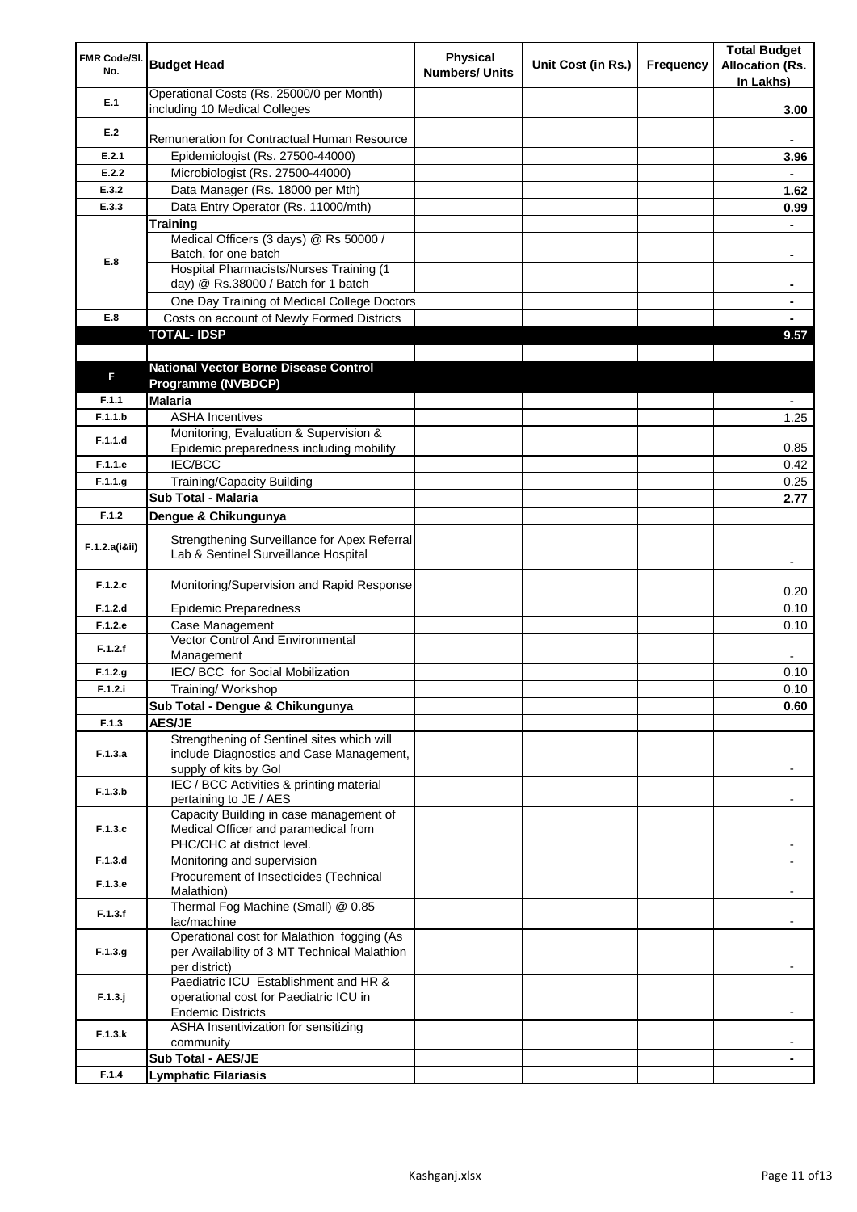| FMR Code/Sl. No. | Budget Head | Physical Numbers/ Units | Unit Cost (in Rs.) | Frequency | Total Budget Allocation (Rs. In Lakhs) |
|---|---|---|---|---|---|
| E.1 | Operational Costs (Rs. 25000/0 per Month) including 10 Medical Colleges | | | | **3.00** |
| E.2 | Remuneration for Contractual Human Resource | | | | **-** |
| E.2.1 | Epidemiologist (Rs. 27500-44000) | | | | **3.96** |
| E.2.2 | Microbiologist (Rs. 27500-44000) | | | | **-** |
| E.3.2 | Data Manager (Rs. 18000 per Mth) | | | | **1.62** |
| E.3.3 | Data Entry Operator (Rs. 11000/mth) | | | | **0.99** |
| E.8 | **Training** | | | | **-** |
| | Medical Officers (3 days) @ Rs 50000 / Batch, for one batch | | | | **-** |
| | Hospital Pharmacists/Nurses Training (1 day) @ Rs.38000 / Batch for 1 batch | | | | **-** |
| | One Day Training of Medical College Doctors | | | | **-** |
| E.8 | Costs on account of Newly Formed Districts | | | | **-** |
| | **TOTAL- IDSP** | | | | **9.57** |
| | | | | | |
| F | **National Vector Borne Disease Control Programme (NVBDCP)** | | | | |
| F.1.1 | **Malaria** | | | | - |
| F.1.1.b | ASHA Incentives | | | | 1.25 |
| F.1.1.d | Monitoring, Evaluation & Supervision & Epidemic preparedness including mobility | | | | 0.85 |
| F.1.1.e | IEC/BCC | | | | 0.42 |
| F.1.1.g | Training/Capacity Building | | | | 0.25 |
| | **Sub Total - Malaria** | | | | **2.77** |
| F.1.2 | **Dengue & Chikungunya** | | | | |
| F.1.2.a(i&ii) | Strengthening Surveillance for Apex Referral Lab & Sentinel Surveillance Hospital | | | | - |
| F.1.2.c | Monitoring/Supervision and Rapid Response | | | | 0.20 |
| F.1.2.d | Epidemic Preparedness | | | | 0.10 |
| F.1.2.e | Case Management | | | | 0.10 |
| F.1.2.f | Vector Control And Environmental Management | | | | - |
| F.1.2.g | IEC/ BCC for Social Mobilization | | | | 0.10 |
| F.1.2.i | Training/ Workshop | | | | 0.10 |
| | **Sub Total - Dengue & Chikungunya** | | | | **0.60** |
| F.1.3 | **AES/JE** | | | | |
| F.1.3.a | Strengthening of Sentinel sites which will include Diagnostics and Case Management, supply of kits by GoI | | | | - |
| F.1.3.b | IEC / BCC Activities & printing material pertaining to JE / AES | | | | - |
| F.1.3.c | Capacity Building in case management of Medical Officer and paramedical from PHC/CHC at district level. | | | | - |
| F.1.3.d | Monitoring and supervision | | | | - |
| F.1.3.e | Procurement of Insecticides (Technical Malathion) | | | | - |
| F.1.3.f | Thermal Fog Machine (Small) @ 0.85 lac/machine | | | | - |
| F.1.3.g | Operational cost for Malathion fogging (As per Availability of 3 MT Technical Malathion per district) | | | | - |
| F.1.3.j | Paediatric ICU Establishment and HR & operational cost for Paediatric ICU in Endemic Districts | | | | - |
| F.1.3.k | ASHA Insentivization for sensitizing community | | | | - |
| | **Sub Total - AES/JE** | | | | **-** |
| F.1.4 | **Lymphatic Filariasis** | | | | |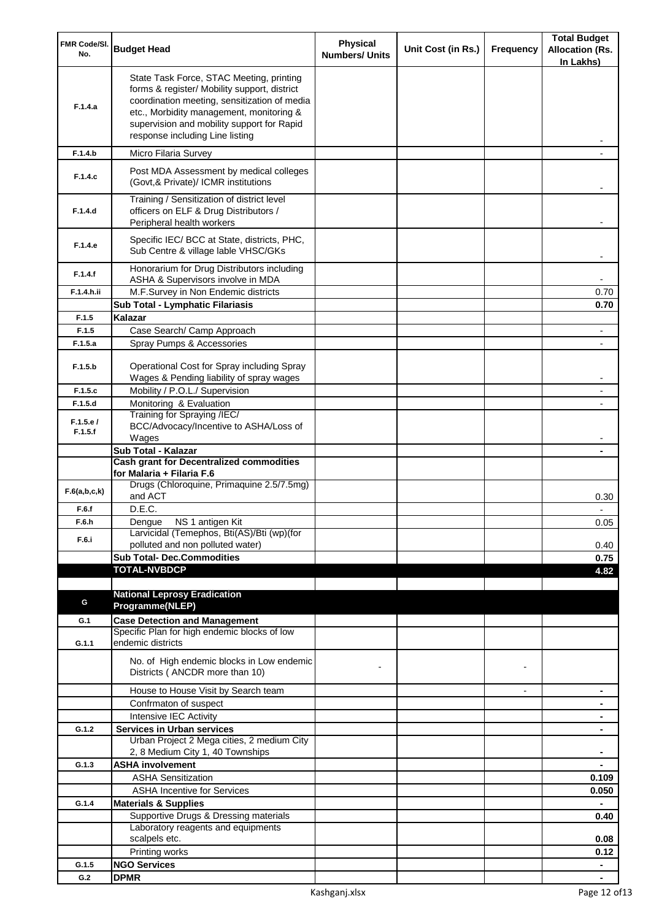| FMR Code/Sl. No. | Budget Head | Physical Numbers/ Units | Unit Cost (in Rs.) | Frequency | Total Budget Allocation (Rs. In Lakhs) |
|---|---|---|---|---|---|
| F.1.4.a | State Task Force, STAC Meeting, printing forms & register/ Mobility support, district coordination meeting, sensitization of media etc., Morbidity management, monitoring & supervision and mobility support for Rapid response including Line listing | | | | - |
| F.1.4.b | Micro Filaria Survey | | | | - |
| F.1.4.c | Post MDA Assessment by medical colleges (Govt,& Private)/ ICMR institutions | | | | - |
| F.1.4.d | Training / Sensitization of district level officers on ELF & Drug Distributors / Peripheral health workers | | | | - |
| F.1.4.e | Specific IEC/ BCC at State, districts, PHC, Sub Centre & village lable VHSC/GKs | | | | - |
| F.1.4.f | Honorarium for Drug Distributors including ASHA & Supervisors involve in MDA | | | | - |
| F.1.4.h.ii | M.F.Survey in Non Endemic districts | | | | 0.70 |
| | **Sub Total - Lymphatic Filariasis** | | | | **0.70** |
| F.1.5 | **Kalazar** | | | | |
| F.1.5 | Case Search/ Camp Approach | | | | - |
| F.1.5.a | Spray Pumps & Accessories | | | | - |
| F.1.5.b | Operational Cost for Spray including Spray Wages & Pending liability of spray wages | | | | - |
| F.1.5.c | Mobility / P.O.L./ Supervision | | | | - |
| F.1.5.d | Monitoring & Evaluation | | | | - |
| F.1.5.e / F.1.5.f | Training for Spraying /IEC/ BCC/Advocacy/Incentive to ASHA/Loss of Wages | | | | - |
| | **Sub Total - Kalazar** | | | | **-** |
| | **Cash grant for Decentralized commodities for Malaria + Filaria F.6** | | | | |
| F.6(a,b,c,k) | Drugs (Chloroquine, Primaquine 2.5/7.5mg) and ACT | | | | 0.30 |
| F.6.f | D.E.C. | | | | - |
| F.6.h | Dengue NS 1 antigen Kit | | | | 0.05 |
| F.6.i | Larvicidal (Temephos, Bti(AS)/Bti (wp)(for polluted and non polluted water) | | | | 0.40 |
| | **Sub Total- Dec.Commodities** | | | | **0.75** |
| | **TOTAL-NVBDCP** | | | | **4.82** |
| | | | | | |
| G | **National Leprosy Eradication Programme(NLEP)** | | | | |
| G.1 | **Case Detection and Management** | | | | |
| G.1.1 | Specific Plan for high endemic blocks of low endemic districts | | | | |
| | No. of High endemic blocks in Low endemic Districts ( ANCDR more than 10) | - | | - | |
| | House to House Visit by Search team | | | - | - |
| | Confrmaton of suspect | | | | - |
| | Intensive IEC Activity | | | | - |
| G.1.2 | **Services in Urban services** | | | | - |
| | Urban Project 2 Mega cities, 2 medium City 2, 8 Medium City 1, 40 Townships | | | | - |
| G.1.3 | **ASHA involvement** | | | | - |
| | ASHA Sensitization | | | | 0.109 |
| | ASHA Incentive for Services | | | | 0.050 |
| G.1.4 | **Materials & Supplies** | | | | - |
| | Supportive Drugs & Dressing materials | | | | 0.40 |
| | Laboratory reagents and equipments scalpels etc. | | | | 0.08 |
| | Printing works | | | | 0.12 |
| G.1.5 | **NGO Services** | | | | - |
| G.2 | **DPMR** | | | | - |

Kashganj.xlsx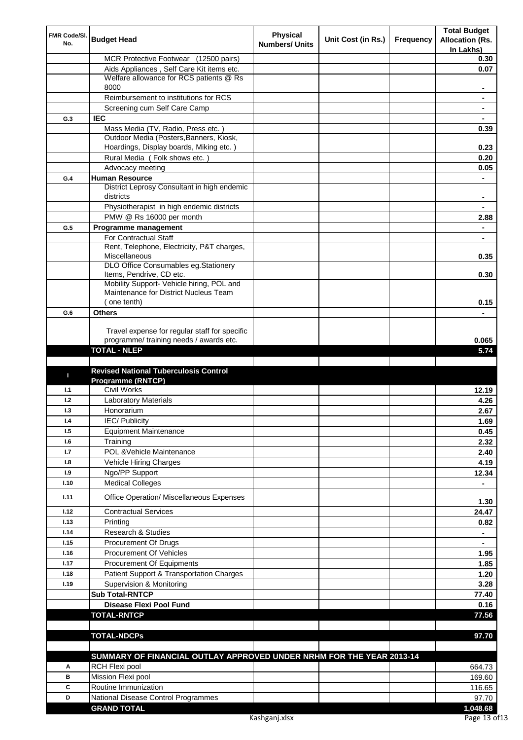| FMR Code/Sl. No. | Budget Head | Physical Numbers/ Units | Unit Cost (in Rs.) | Frequency | Total Budget Allocation (Rs. In Lakhs) |
|---|---|---|---|---|---|
| | MCR Protective Footwear (12500 pairs) | | | | 0.30 |
| | Aids Appliances , Self Care Kit items etc. | | | | 0.07 |
| | Welfare allowance for RCS patients @ Rs 8000 | | | | - |
| | Reimbursement to institutions for RCS | | | | - |
| | Screening cum Self Care Camp | | | | - |
| G.3 | **IEC** | | | | - |
| | Mass Media (TV, Radio, Press etc. ) | | | | 0.39 |
| | Outdoor Media (Posters,Banners, Kiosk, Hoardings, Display boards, Miking etc. ) | | | | 0.23 |
| | Rural Media ( Folk shows etc. ) | | | | 0.20 |
| | Advocacy meeting | | | | 0.05 |
| G.4 | **Human Resource** | | | | - |
| | District Leprosy Consultant in high endemic districts | | | | - |
| | Physiotherapist in high endemic districts | | | | - |
| | PMW @ Rs 16000 per month | | | | 2.88 |
| G.5 | **Programme management** | | | | - |
| | For Contractual Staff | | | | - |
| | Rent, Telephone, Electricity, P&T charges, Miscellaneous | | | | 0.35 |
| | DLO Office Consumables eg.Stationery Items, Pendrive, CD etc. | | | | 0.30 |
| | Mobility Support- Vehicle hiring, POL and Maintenance for District Nucleus Team ( one tenth) | | | | 0.15 |
| G.6 | **Others** | | | | - |
| | Travel expense for regular staff for specific programme/ training needs / awards etc. | | | | 0.065 |
| | **TOTAL - NLEP** | | | | **5.74** |
| | | | | | |
| I | **Revised National Tuberculosis Control Programme (RNTCP)** | | | | |
| I.1 | Civil Works | | | | 12.19 |
| I.2 | Laboratory Materials | | | | 4.26 |
| I.3 | Honorarium | | | | 2.67 |
| I.4 | IEC/ Publicity | | | | 1.69 |
| I.5 | Equipment Maintenance | | | | 0.45 |
| I.6 | Training | | | | 2.32 |
| I.7 | POL &Vehicle Maintenance | | | | 2.40 |
| I.8 | Vehicle Hiring Charges | | | | 4.19 |
| I.9 | Ngo/PP Support | | | | 12.34 |
| I.10 | Medical Colleges | | | | - |
| I.11 | Office Operation/ Miscellaneous Expenses | | | | 1.30 |
| I.12 | Contractual Services | | | | 24.47 |
| I.13 | Printing | | | | 0.82 |
| I.14 | Research & Studies | | | | - |
| I.15 | Procurement Of Drugs | | | | - |
| I.16 | Procurement Of Vehicles | | | | 1.95 |
| I.17 | Procurement Of Equipments | | | | 1.85 |
| I.18 | Patient Support & Transportation Charges | | | | 1.20 |
| I.19 | Supervision & Monitoring | | | | 3.28 |
| | **Sub Total-RNTCP** | | | | **77.40** |
| | **Disease Flexi Pool Fund** | | | | **0.16** |
| | **TOTAL-RNTCP** | | | | **77.56** |
| | | | | | |
| | **TOTAL-NDCPs** | | | | **97.70** |
| | | | | | |
| | **SUMMARY OF FINANCIAL OUTLAY APPROVED UNDER NRHM FOR THE YEAR 2013-14** | | | | |
| A | RCH Flexi pool | | | | 664.73 |
| B | Mission Flexi pool | | | | 169.60 |
| C | Routine Immunization | | | | 116.65 |
| D | National Disease Control Programmes | | | | 97.70 |
| | **GRAND TOTAL** | | | | **1,048.68** |

Kashganj.xlsx